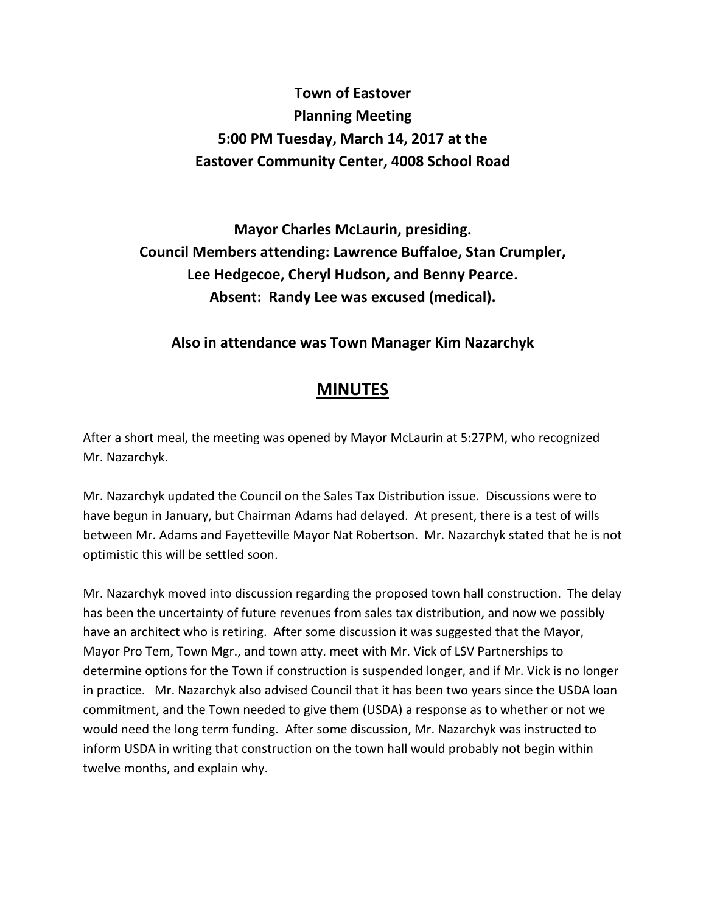# Town of Eastover
## Planning Meeting
## 5:00 PM Tuesday, March 14, 2017 at the
## Eastover Community Center, 4008 School Road

**Mayor Charles McLaurin, presiding.**
**Council Members attending: Lawrence Buffaloe, Stan Crumpler, Lee Hedgecoe, Cheryl Hudson, and Benny Pearce.**
**Absent: Randy Lee was excused (medical).**

**Also in attendance was Town Manager Kim Nazarchyk**

## MINUTES

After a short meal, the meeting was opened by Mayor McLaurin at 5:27PM, who recognized Mr. Nazarchyk.

Mr. Nazarchyk updated the Council on the Sales Tax Distribution issue. Discussions were to have begun in January, but Chairman Adams had delayed. At present, there is a test of wills between Mr. Adams and Fayetteville Mayor Nat Robertson. Mr. Nazarchyk stated that he is not optimistic this will be settled soon.

Mr. Nazarchyk moved into discussion regarding the proposed town hall construction. The delay has been the uncertainty of future revenues from sales tax distribution, and now we possibly have an architect who is retiring. After some discussion it was suggested that the Mayor, Mayor Pro Tem, Town Mgr., and town atty. meet with Mr. Vick of LSV Partnerships to determine options for the Town if construction is suspended longer, and if Mr. Vick is no longer in practice. Mr. Nazarchyk also advised Council that it has been two years since the USDA loan commitment, and the Town needed to give them (USDA) a response as to whether or not we would need the long term funding. After some discussion, Mr. Nazarchyk was instructed to inform USDA in writing that construction on the town hall would probably not begin within twelve months, and explain why.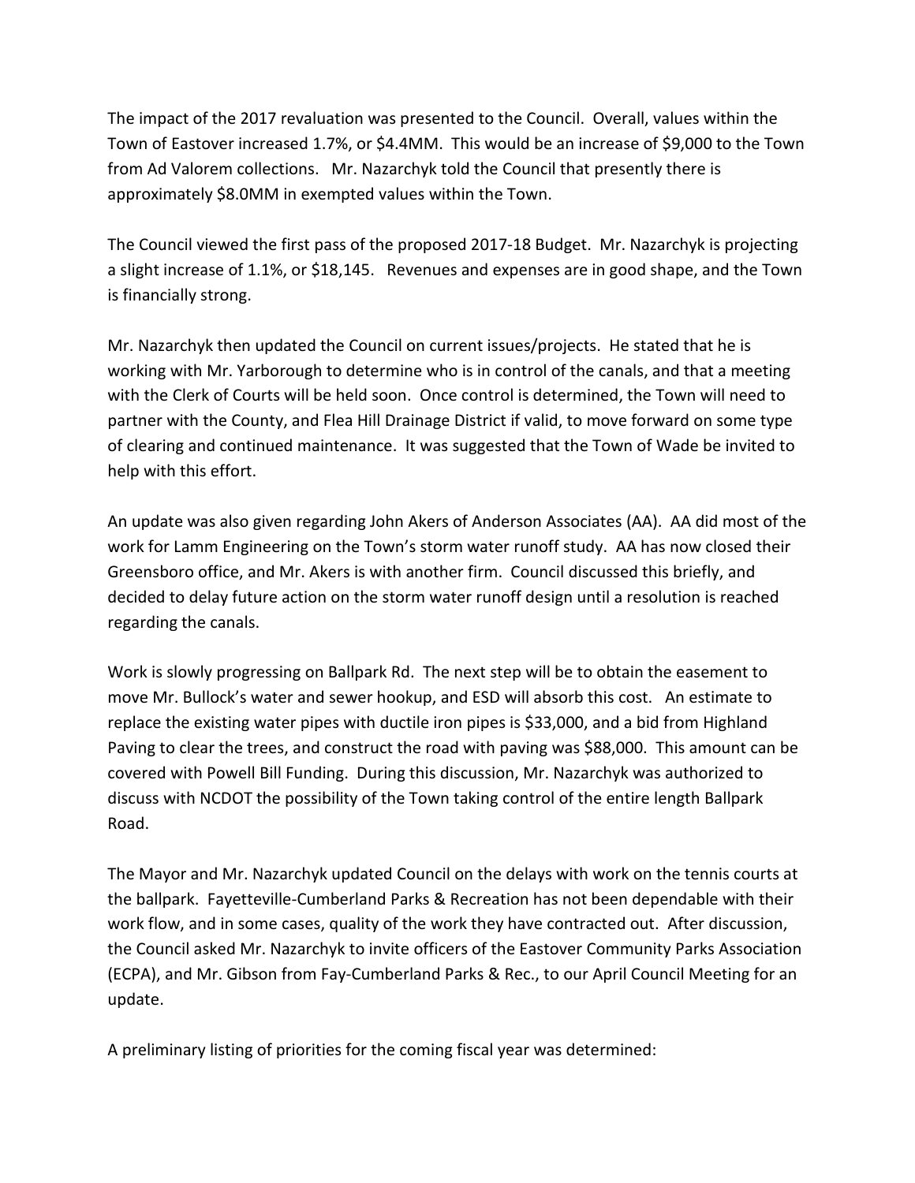The impact of the 2017 revaluation was presented to the Council. Overall, values within the Town of Eastover increased 1.7%, or $4.4MM. This would be an increase of $9,000 to the Town from Ad Valorem collections. Mr. Nazarchyk told the Council that presently there is approximately $8.0MM in exempted values within the Town.

The Council viewed the first pass of the proposed 2017-18 Budget. Mr. Nazarchyk is projecting a slight increase of 1.1%, or $18,145. Revenues and expenses are in good shape, and the Town is financially strong.

Mr. Nazarchyk then updated the Council on current issues/projects. He stated that he is working with Mr. Yarborough to determine who is in control of the canals, and that a meeting with the Clerk of Courts will be held soon. Once control is determined, the Town will need to partner with the County, and Flea Hill Drainage District if valid, to move forward on some type of clearing and continued maintenance. It was suggested that the Town of Wade be invited to help with this effort.

An update was also given regarding John Akers of Anderson Associates (AA). AA did most of the work for Lamm Engineering on the Town's storm water runoff study. AA has now closed their Greensboro office, and Mr. Akers is with another firm. Council discussed this briefly, and decided to delay future action on the storm water runoff design until a resolution is reached regarding the canals.

Work is slowly progressing on Ballpark Rd. The next step will be to obtain the easement to move Mr. Bullock's water and sewer hookup, and ESD will absorb this cost. An estimate to replace the existing water pipes with ductile iron pipes is $33,000, and a bid from Highland Paving to clear the trees, and construct the road with paving was $88,000. This amount can be covered with Powell Bill Funding. During this discussion, Mr. Nazarchyk was authorized to discuss with NCDOT the possibility of the Town taking control of the entire length Ballpark Road.

The Mayor and Mr. Nazarchyk updated Council on the delays with work on the tennis courts at the ballpark. Fayetteville-Cumberland Parks & Recreation has not been dependable with their work flow, and in some cases, quality of the work they have contracted out. After discussion, the Council asked Mr. Nazarchyk to invite officers of the Eastover Community Parks Association (ECPA), and Mr. Gibson from Fay-Cumberland Parks & Rec., to our April Council Meeting for an update.

A preliminary listing of priorities for the coming fiscal year was determined: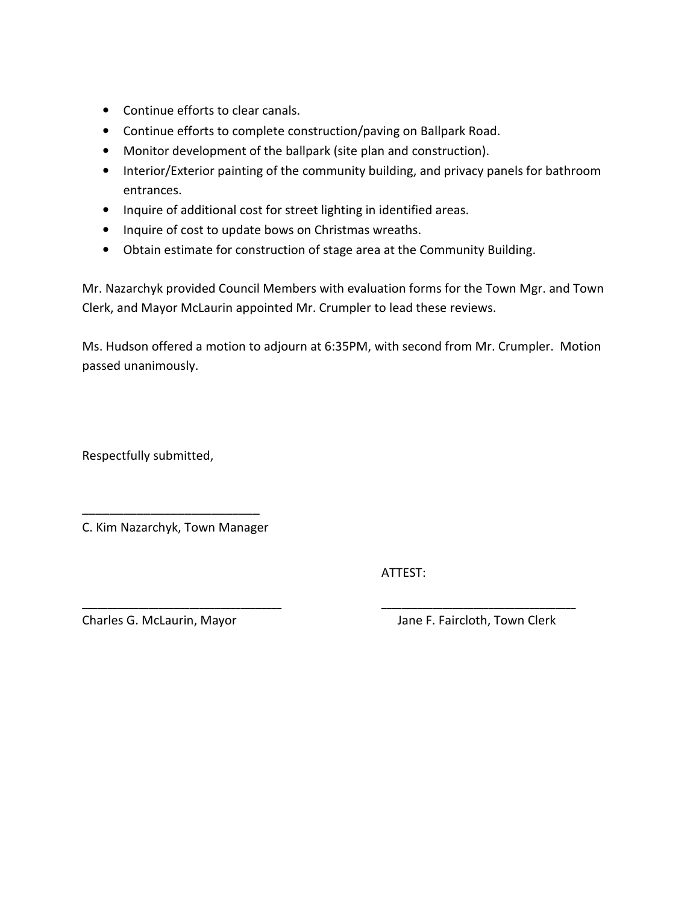- Continue efforts to clear canals.
- Continue efforts to complete construction/paving on Ballpark Road.
- Monitor development of the ballpark (site plan and construction).
- Interior/Exterior painting of the community building, and privacy panels for bathroom entrances.
- Inquire of additional cost for street lighting in identified areas.
- Inquire of cost to update bows on Christmas wreaths.
- Obtain estimate for construction of stage area at the Community Building.

Mr. Nazarchyk provided Council Members with evaluation forms for the Town Mgr. and Town Clerk, and Mayor McLaurin appointed Mr. Crumpler to lead these reviews.

Ms. Hudson offered a motion to adjourn at 6:35PM, with second from Mr. Crumpler. Motion passed unanimously.

Respectfully submitted,

___________________________
C. Kim Nazarchyk, Town Manager

ATTEST:

_______________________________
Charles G. McLaurin, Mayor

_______________________________
Jane F. Faircloth, Town Clerk